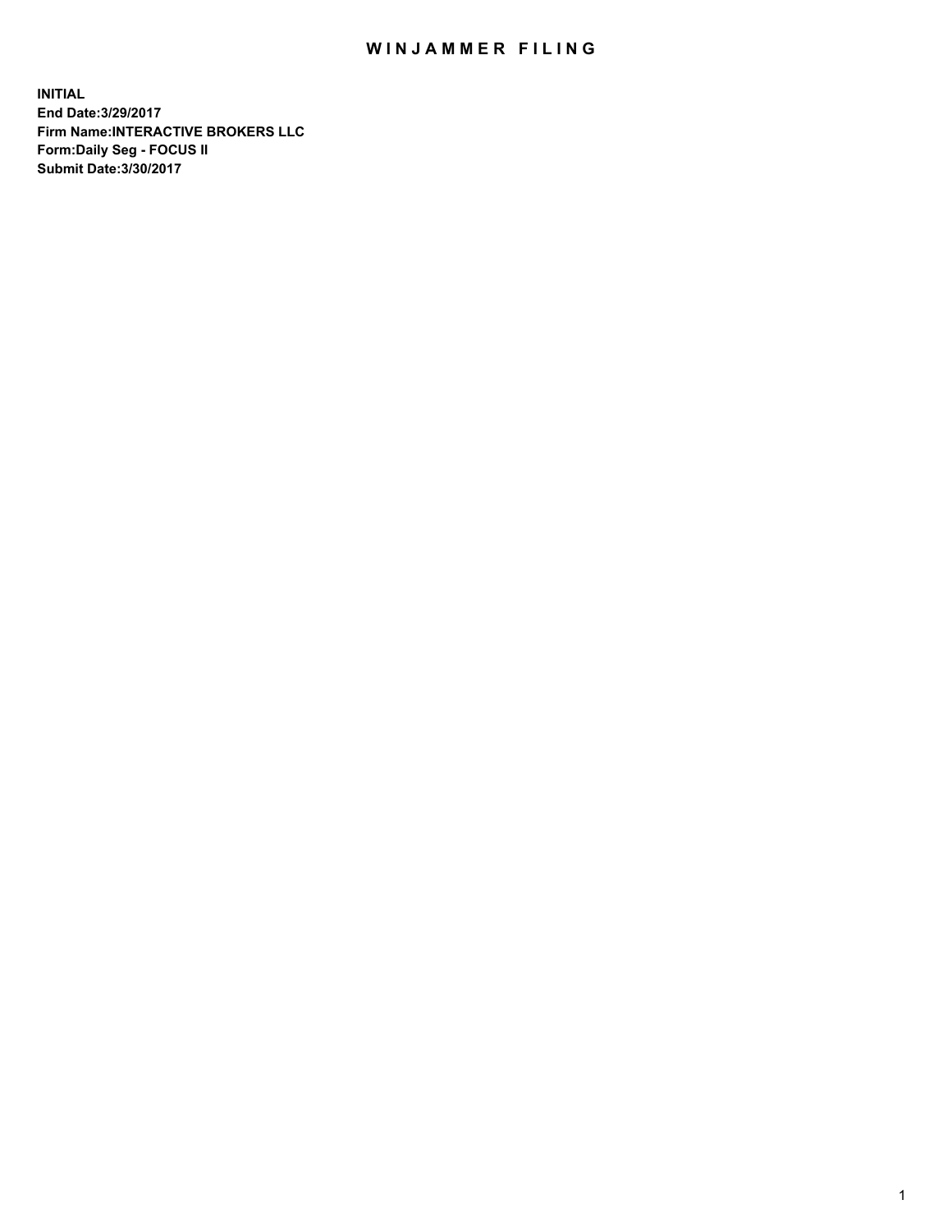# WINJAMMER FILING

**INITIAL**
**End Date:3/29/2017**
**Firm Name:INTERACTIVE BROKERS LLC**
**Form:Daily Seg - FOCUS II**
**Submit Date:3/30/2017**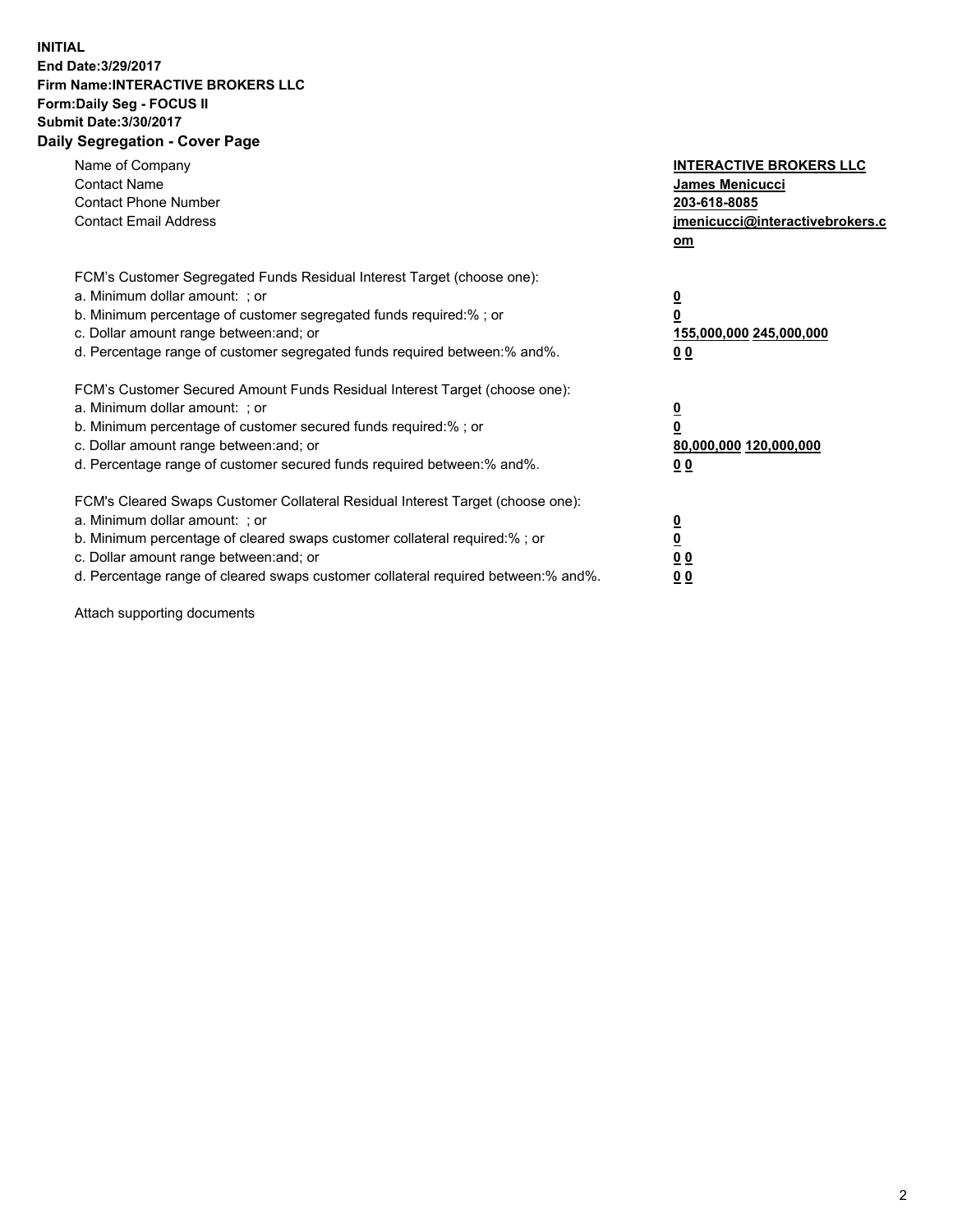**INITIAL**
**End Date:3/29/2017**
**Firm Name:INTERACTIVE BROKERS LLC**
**Form:Daily Seg - FOCUS II**
**Submit Date:3/30/2017**

## Daily Segregation - Cover Page

| | |
|---|---|
| Name of Company | **INTERACTIVE BROKERS LLC** |
| Contact Name | **James Menicucci** |
| Contact Phone Number | **203-618-8085** |
| Contact Email Address | **jmenicucci@interactivebrokers.com** |

FCM's Customer Segregated Funds Residual Interest Target (choose one):

| | |
|---|---|
| a. Minimum dollar amount: ; or | **0** |
| b. Minimum percentage of customer segregated funds required:% ; or | **0** |
| c. Dollar amount range between:and; or | **155,000,000 245,000,000** |
| d. Percentage range of customer segregated funds required between:% and%. | **0 0** |

FCM's Customer Secured Amount Funds Residual Interest Target (choose one):

| | |
|---|---|
| a. Minimum dollar amount: ; or | **0** |
| b. Minimum percentage of customer secured funds required:% ; or | **0** |
| c. Dollar amount range between:and; or | **80,000,000 120,000,000** |
| d. Percentage range of customer secured funds required between:% and%. | **0 0** |

FCM's Cleared Swaps Customer Collateral Residual Interest Target (choose one):

| | |
|---|---|
| a. Minimum dollar amount: ; or | **0** |
| b. Minimum percentage of cleared swaps customer collateral required:% ; or | **0** |
| c. Dollar amount range between:and; or | **0 0** |
| d. Percentage range of cleared swaps customer collateral required between:% and%. | **0 0** |

Attach supporting documents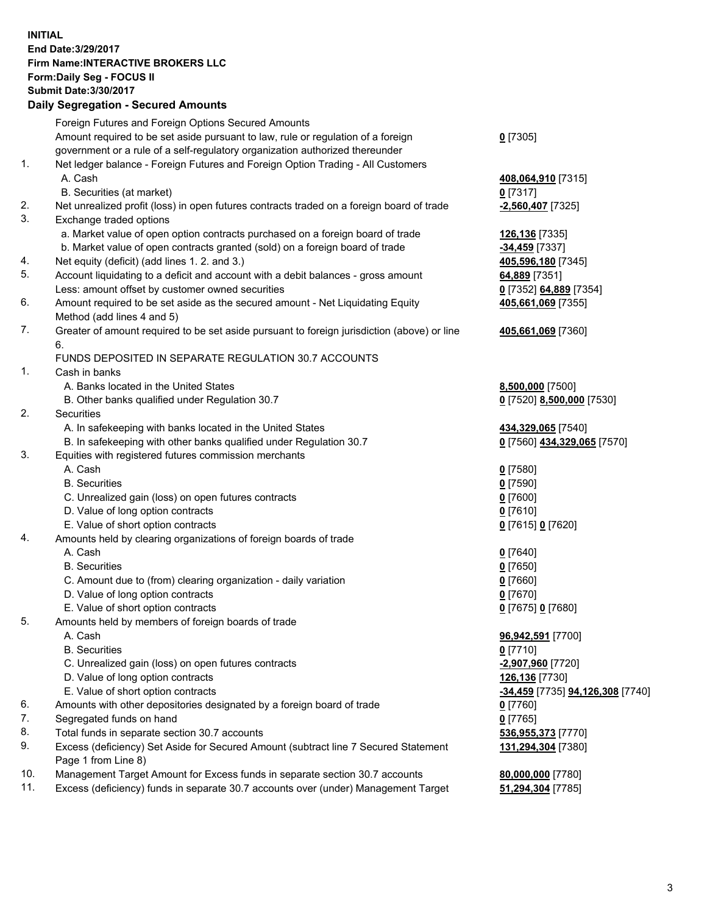**INITIAL**
**End Date:3/29/2017**
**Firm Name:INTERACTIVE BROKERS LLC**
**Form:Daily Seg - FOCUS II**
**Submit Date:3/30/2017**

## Daily Segregation - Secured Amounts

| | | |
|---|---|---|
| | Foreign Futures and Foreign Options Secured Amounts | |
| | Amount required to be set aside pursuant to law, rule or regulation of a foreign government or a rule of a self-regulatory organization authorized thereunder | **0** [7305] |
| 1. | Net ledger balance - Foreign Futures and Foreign Option Trading - All Customers | |
| | A. Cash | **408,064,910** [7315] |
| | B. Securities (at market) | **0** [7317] |
| 2. | Net unrealized profit (loss) in open futures contracts traded on a foreign board of trade | **-2,560,407** [7325] |
| 3. | Exchange traded options | |
| | a. Market value of open option contracts purchased on a foreign board of trade | **126,136** [7335] |
| | b. Market value of open contracts granted (sold) on a foreign board of trade | **-34,459** [7337] |
| 4. | Net equity (deficit) (add lines 1. 2. and 3.) | **405,596,180** [7345] |
| 5. | Account liquidating to a deficit and account with a debit balances - gross amount | **64,889** [7351] |
| | Less: amount offset by customer owned securities | **0** [7352] **64,889** [7354] |
| 6. | Amount required to be set aside as the secured amount - Net Liquidating Equity Method (add lines 4 and 5) | **405,661,069** [7355] |
| 7. | Greater of amount required to be set aside pursuant to foreign jurisdiction (above) or line 6. | **405,661,069** [7360] |
| | FUNDS DEPOSITED IN SEPARATE REGULATION 30.7 ACCOUNTS | |
| 1. | Cash in banks | |
| | A. Banks located in the United States | **8,500,000** [7500] |
| | B. Other banks qualified under Regulation 30.7 | **0** [7520] **8,500,000** [7530] |
| 2. | Securities | |
| | A. In safekeeping with banks located in the United States | **434,329,065** [7540] |
| | B. In safekeeping with other banks qualified under Regulation 30.7 | **0** [7560] **434,329,065** [7570] |
| 3. | Equities with registered futures commission merchants | |
| | A. Cash | **0** [7580] |
| | B. Securities | **0** [7590] |
| | C. Unrealized gain (loss) on open futures contracts | **0** [7600] |
| | D. Value of long option contracts | **0** [7610] |
| | E. Value of short option contracts | **0** [7615] **0** [7620] |
| 4. | Amounts held by clearing organizations of foreign boards of trade | |
| | A. Cash | **0** [7640] |
| | B. Securities | **0** [7650] |
| | C. Amount due to (from) clearing organization - daily variation | **0** [7660] |
| | D. Value of long option contracts | **0** [7670] |
| | E. Value of short option contracts | **0** [7675] **0** [7680] |
| 5. | Amounts held by members of foreign boards of trade | |
| | A. Cash | **96,942,591** [7700] |
| | B. Securities | **0** [7710] |
| | C. Unrealized gain (loss) on open futures contracts | **-2,907,960** [7720] |
| | D. Value of long option contracts | **126,136** [7730] |
| | E. Value of short option contracts | **-34,459** [7735] **94,126,308** [7740] |
| 6. | Amounts with other depositories designated by a foreign board of trade | **0** [7760] |
| 7. | Segregated funds on hand | **0** [7765] |
| 8. | Total funds in separate section 30.7 accounts | **536,955,373** [7770] |
| 9. | Excess (deficiency) Set Aside for Secured Amount (subtract line 7 Secured Statement Page 1 from Line 8) | **131,294,304** [7380] |
| 10. | Management Target Amount for Excess funds in separate section 30.7 accounts | **80,000,000** [7780] |
| 11. | Excess (deficiency) funds in separate 30.7 accounts over (under) Management Target | **51,294,304** [7785] |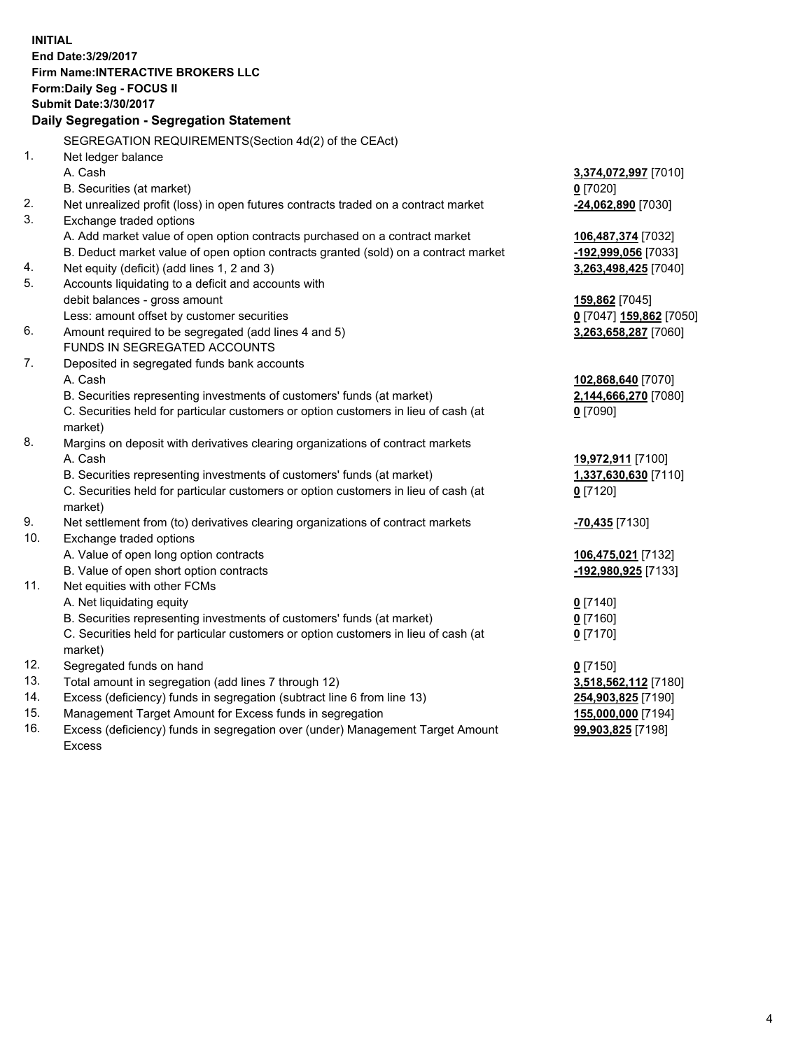**INITIAL**
**End Date:3/29/2017**
**Firm Name:INTERACTIVE BROKERS LLC**
**Form:Daily Seg - FOCUS II**
**Submit Date:3/30/2017**

**Daily Segregation - Segregation Statement**

| | | |
|---|---|---|
| | SEGREGATION REQUIREMENTS(Section 4d(2) of the CEAct) | |
| 1. | Net ledger balance | |
| | A. Cash | **3,374,072,997** [7010] |
| | B. Securities (at market) | **0** [7020] |
| 2. | Net unrealized profit (loss) in open futures contracts traded on a contract market | **-24,062,890** [7030] |
| 3. | Exchange traded options | |
| | A. Add market value of open option contracts purchased on a contract market | **106,487,374** [7032] |
| | B. Deduct market value of open option contracts granted (sold) on a contract market | **-192,999,056** [7033] |
| 4. | Net equity (deficit) (add lines 1, 2 and 3) | **3,263,498,425** [7040] |
| 5. | Accounts liquidating to a deficit and accounts with debit balances - gross amount | **159,862** [7045] |
| | Less: amount offset by customer securities | **0** [7047] **159,862** [7050] |
| 6. | Amount required to be segregated (add lines 4 and 5) | **3,263,658,287** [7060] |
| | FUNDS IN SEGREGATED ACCOUNTS | |
| 7. | Deposited in segregated funds bank accounts | |
| | A. Cash | **102,868,640** [7070] |
| | B. Securities representing investments of customers' funds (at market) | **2,144,666,270** [7080] |
| | C. Securities held for particular customers or option customers in lieu of cash (at market) | **0** [7090] |
| 8. | Margins on deposit with derivatives clearing organizations of contract markets | |
| | A. Cash | **19,972,911** [7100] |
| | B. Securities representing investments of customers' funds (at market) | **1,337,630,630** [7110] |
| | C. Securities held for particular customers or option customers in lieu of cash (at market) | **0** [7120] |
| 9. | Net settlement from (to) derivatives clearing organizations of contract markets | **-70,435** [7130] |
| 10. | Exchange traded options | |
| | A. Value of open long option contracts | **106,475,021** [7132] |
| | B. Value of open short option contracts | **-192,980,925** [7133] |
| 11. | Net equities with other FCMs | |
| | A. Net liquidating equity | **0** [7140] |
| | B. Securities representing investments of customers' funds (at market) | **0** [7160] |
| | C. Securities held for particular customers or option customers in lieu of cash (at market) | **0** [7170] |
| 12. | Segregated funds on hand | **0** [7150] |
| 13. | Total amount in segregation (add lines 7 through 12) | **3,518,562,112** [7180] |
| 14. | Excess (deficiency) funds in segregation (subtract line 6 from line 13) | **254,903,825** [7190] |
| 15. | Management Target Amount for Excess funds in segregation | **155,000,000** [7194] |
| 16. | Excess (deficiency) funds in segregation over (under) Management Target Amount Excess | **99,903,825** [7198] |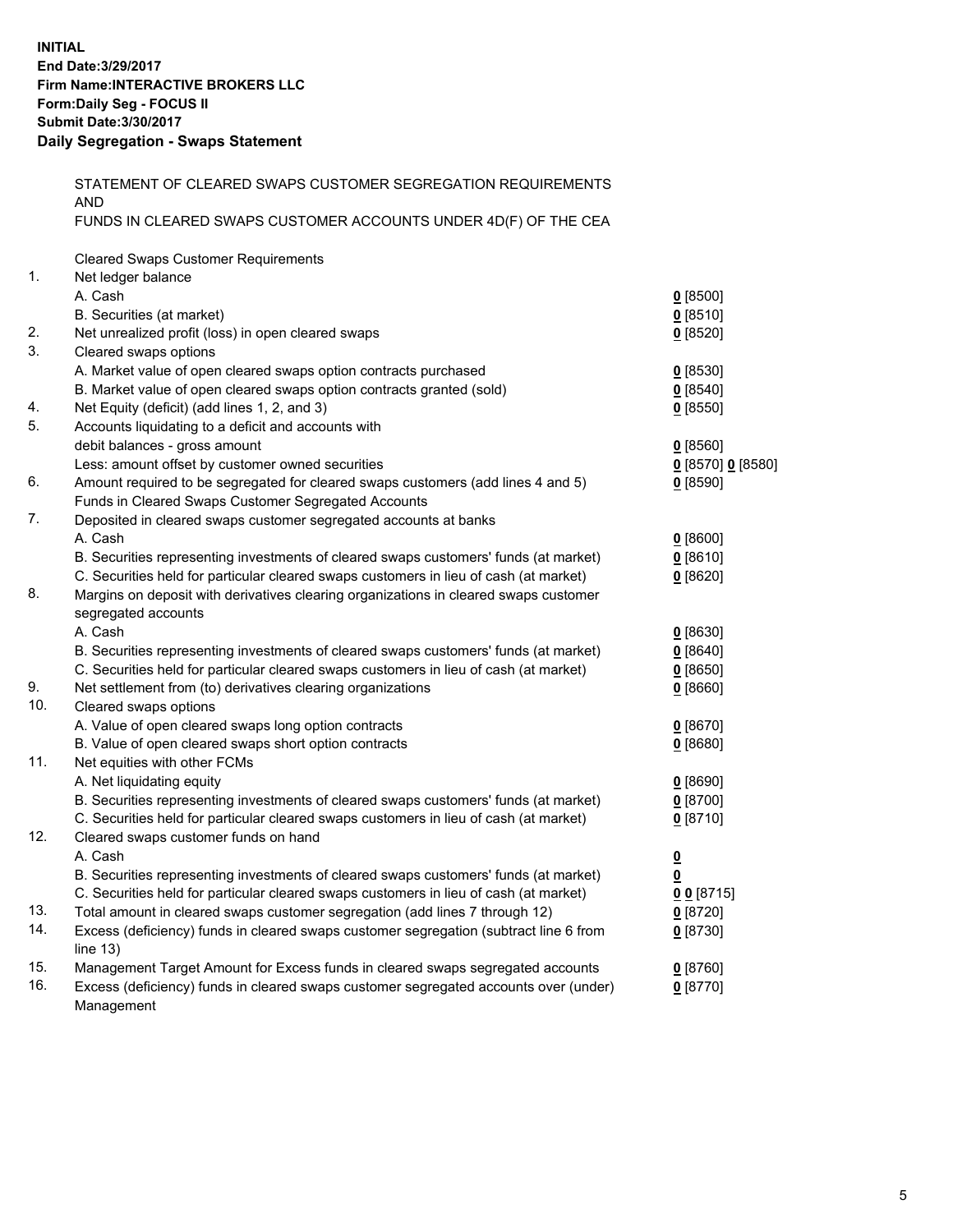**INITIAL**
**End Date:3/29/2017**
**Firm Name:INTERACTIVE BROKERS LLC**
**Form:Daily Seg - FOCUS II**
**Submit Date:3/30/2017**
**Daily Segregation - Swaps Statement**

STATEMENT OF CLEARED SWAPS CUSTOMER SEGREGATION REQUIREMENTS AND FUNDS IN CLEARED SWAPS CUSTOMER ACCOUNTS UNDER 4D(F) OF THE CEA

| | | |
|---|---|---|
| | Cleared Swaps Customer Requirements | |
| 1. | Net ledger balance | |
| | A. Cash | 0 [8500] |
| | B. Securities (at market) | 0 [8510] |
| 2. | Net unrealized profit (loss) in open cleared swaps | 0 [8520] |
| 3. | Cleared swaps options | |
| | A. Market value of open cleared swaps option contracts purchased | 0 [8530] |
| | B. Market value of open cleared swaps option contracts granted (sold) | 0 [8540] |
| 4. | Net Equity (deficit) (add lines 1, 2, and 3) | 0 [8550] |
| 5. | Accounts liquidating to a deficit and accounts with debit balances - gross amount | 0 [8560] |
| | Less: amount offset by customer owned securities | 0 [8570] 0 [8580] |
| 6. | Amount required to be segregated for cleared swaps customers (add lines 4 and 5) | 0 [8590] |
| | Funds in Cleared Swaps Customer Segregated Accounts | |
| 7. | Deposited in cleared swaps customer segregated accounts at banks | |
| | A. Cash | 0 [8600] |
| | B. Securities representing investments of cleared swaps customers' funds (at market) | 0 [8610] |
| | C. Securities held for particular cleared swaps customers in lieu of cash (at market) | 0 [8620] |
| 8. | Margins on deposit with derivatives clearing organizations in cleared swaps customer segregated accounts | |
| | A. Cash | 0 [8630] |
| | B. Securities representing investments of cleared swaps customers' funds (at market) | 0 [8640] |
| | C. Securities held for particular cleared swaps customers in lieu of cash (at market) | 0 [8650] |
| 9. | Net settlement from (to) derivatives clearing organizations | 0 [8660] |
| 10. | Cleared swaps options | |
| | A. Value of open cleared swaps long option contracts | 0 [8670] |
| | B. Value of open cleared swaps short option contracts | 0 [8680] |
| 11. | Net equities with other FCMs | |
| | A. Net liquidating equity | 0 [8690] |
| | B. Securities representing investments of cleared swaps customers' funds (at market) | 0 [8700] |
| | C. Securities held for particular cleared swaps customers in lieu of cash (at market) | 0 [8710] |
| 12. | Cleared swaps customer funds on hand | |
| | A. Cash | 0 |
| | B. Securities representing investments of cleared swaps customers' funds (at market) | 0 |
| | C. Securities held for particular cleared swaps customers in lieu of cash (at market) | 0 0 [8715] |
| 13. | Total amount in cleared swaps customer segregation (add lines 7 through 12) | 0 [8720] |
| 14. | Excess (deficiency) funds in cleared swaps customer segregation (subtract line 6 from line 13) | 0 [8730] |
| 15. | Management Target Amount for Excess funds in cleared swaps segregated accounts | 0 [8760] |
| 16. | Excess (deficiency) funds in cleared swaps customer segregated accounts over (under) Management | 0 [8770] |